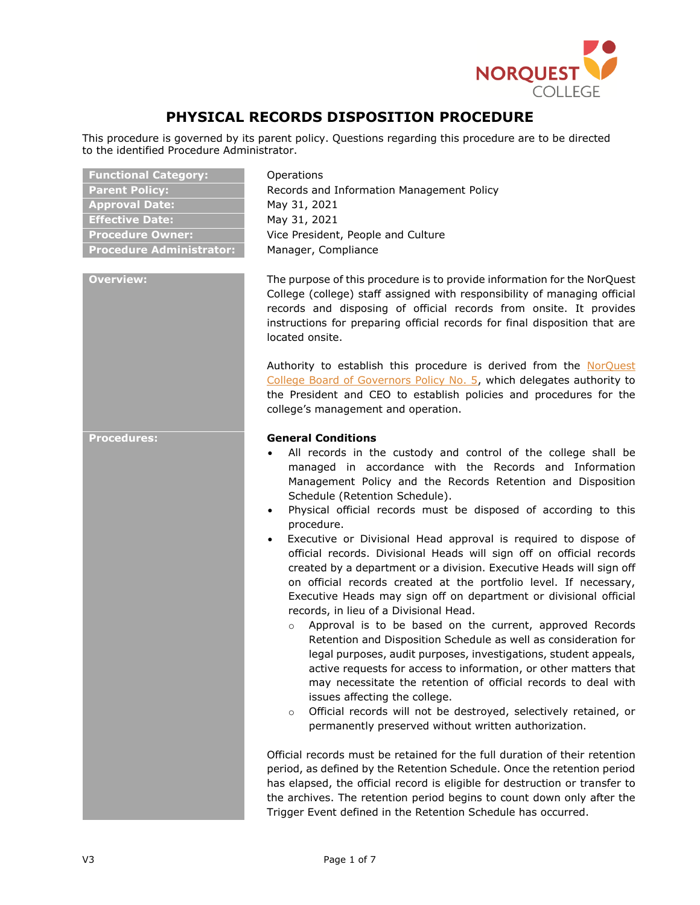# PHYSICAL RECORDS DISPOSITION PROCEDURE

This procedure is governed by its parent policy. Questions regarding this procedure are to be directed to the identified Procedure Administrator.

| | |
|---|---|
| **Functional Category:** | Operations |
| **Parent Policy:** | Records and Information Management Policy |
| **Approval Date:** | May 31, 2021 |
| **Effective Date:** | May 31, 2021 |
| **Procedure Owner:** | Vice President, People and Culture |
| **Procedure Administrator:** | Manager, Compliance |

## Overview:

The purpose of this procedure is to provide information for the NorQuest College (college) staff assigned with responsibility of managing official records and disposing of official records from onsite. It provides instructions for preparing official records for final disposition that are located onsite.

Authority to establish this procedure is derived from the NorQuest College Board of Governors Policy No. 5, which delegates authority to the President and CEO to establish policies and procedures for the college's management and operation.

## Procedures:

**General Conditions**

- All records in the custody and control of the college shall be managed in accordance with the Records and Information Management Policy and the Records Retention and Disposition Schedule (Retention Schedule).
- Physical official records must be disposed of according to this procedure.
- Executive or Divisional Head approval is required to dispose of official records. Divisional Heads will sign off on official records created by a department or a division. Executive Heads will sign off on official records created at the portfolio level. If necessary, Executive Heads may sign off on department or divisional official records, in lieu of a Divisional Head.
  - Approval is to be based on the current, approved Records Retention and Disposition Schedule as well as consideration for legal purposes, audit purposes, investigations, student appeals, active requests for access to information, or other matters that may necessitate the retention of official records to deal with issues affecting the college.
  - Official records will not be destroyed, selectively retained, or permanently preserved without written authorization.

Official records must be retained for the full duration of their retention period, as defined by the Retention Schedule. Once the retention period has elapsed, the official record is eligible for destruction or transfer to the archives. The retention period begins to count down only after the Trigger Event defined in the Retention Schedule has occurred.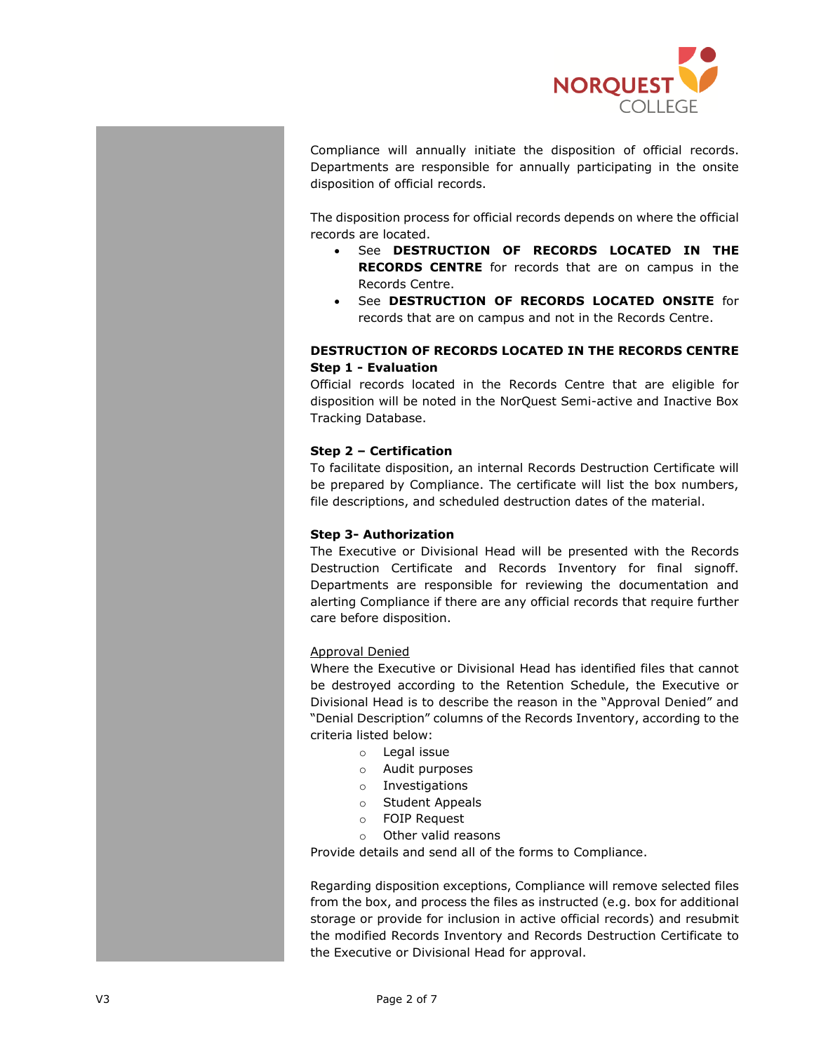Compliance will annually initiate the disposition of official records. Departments are responsible for annually participating in the onsite disposition of official records.

The disposition process for official records depends on where the official records are located.

- See **DESTRUCTION OF RECORDS LOCATED IN THE RECORDS CENTRE** for records that are on campus in the Records Centre.
- See **DESTRUCTION OF RECORDS LOCATED ONSITE** for records that are on campus and not in the Records Centre.

**DESTRUCTION OF RECORDS LOCATED IN THE RECORDS CENTRE**

**Step 1 - Evaluation**

Official records located in the Records Centre that are eligible for disposition will be noted in the NorQuest Semi-active and Inactive Box Tracking Database.

**Step 2 – Certification**

To facilitate disposition, an internal Records Destruction Certificate will be prepared by Compliance. The certificate will list the box numbers, file descriptions, and scheduled destruction dates of the material.

**Step 3- Authorization**

The Executive or Divisional Head will be presented with the Records Destruction Certificate and Records Inventory for final signoff. Departments are responsible for reviewing the documentation and alerting Compliance if there are any official records that require further care before disposition.

<u>Approval Denied</u>

Where the Executive or Divisional Head has identified files that cannot be destroyed according to the Retention Schedule, the Executive or Divisional Head is to describe the reason in the "Approval Denied" and "Denial Description" columns of the Records Inventory, according to the criteria listed below:

- Legal issue
- Audit purposes
- Investigations
- Student Appeals
- FOIP Request
- Other valid reasons

Provide details and send all of the forms to Compliance.

Regarding disposition exceptions, Compliance will remove selected files from the box, and process the files as instructed (e.g. box for additional storage or provide for inclusion in active official records) and resubmit the modified Records Inventory and Records Destruction Certificate to the Executive or Divisional Head for approval.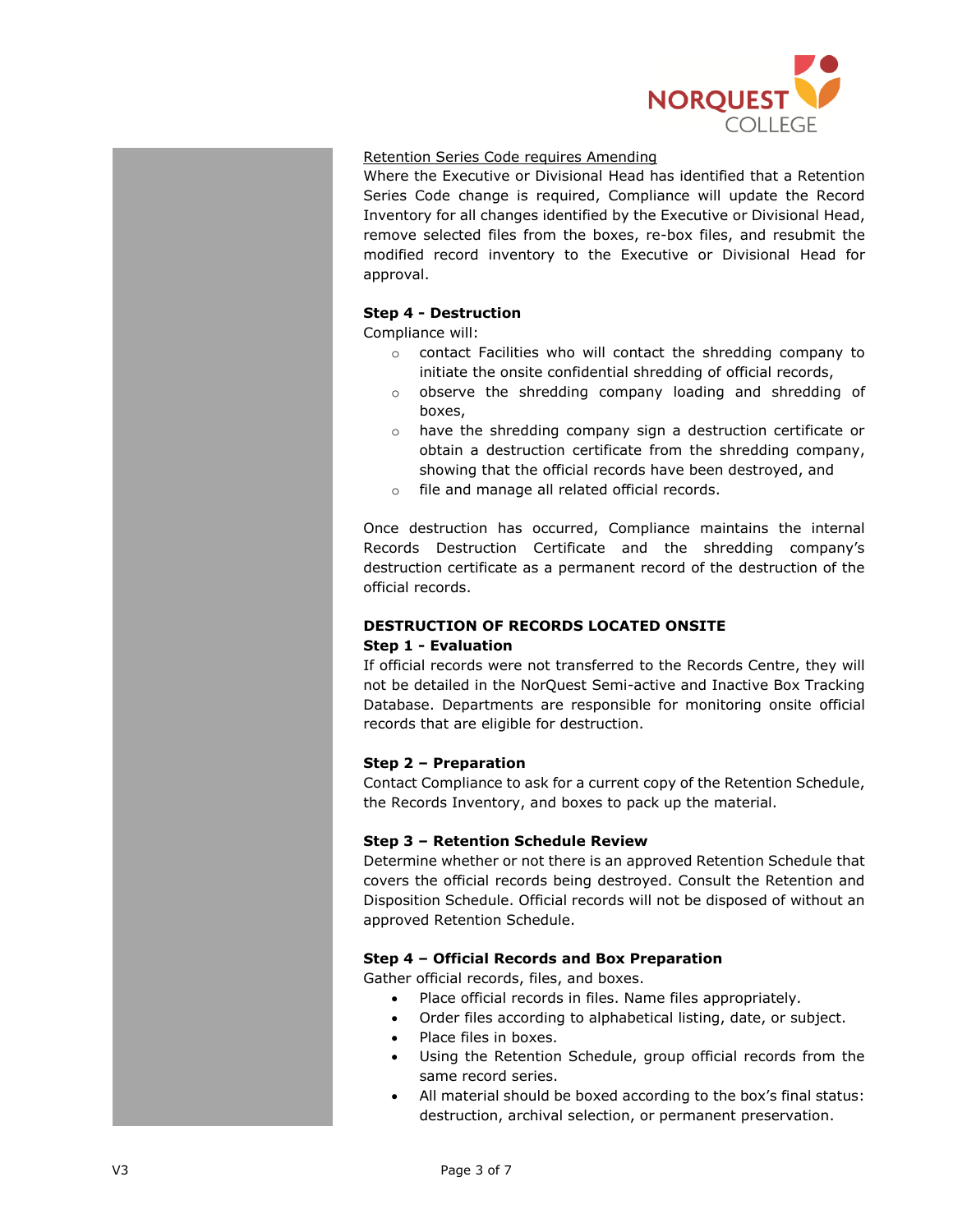<u>Retention Series Code requires Amending</u>

Where the Executive or Divisional Head has identified that a Retention Series Code change is required, Compliance will update the Record Inventory for all changes identified by the Executive or Divisional Head, remove selected files from the boxes, re-box files, and resubmit the modified record inventory to the Executive or Divisional Head for approval.

**Step 4 - Destruction**

Compliance will:

- contact Facilities who will contact the shredding company to initiate the onsite confidential shredding of official records,
- observe the shredding company loading and shredding of boxes,
- have the shredding company sign a destruction certificate or obtain a destruction certificate from the shredding company, showing that the official records have been destroyed, and
- file and manage all related official records.

Once destruction has occurred, Compliance maintains the internal Records Destruction Certificate and the shredding company's destruction certificate as a permanent record of the destruction of the official records.

**DESTRUCTION OF RECORDS LOCATED ONSITE**

**Step 1 - Evaluation**

If official records were not transferred to the Records Centre, they will not be detailed in the NorQuest Semi-active and Inactive Box Tracking Database. Departments are responsible for monitoring onsite official records that are eligible for destruction.

**Step 2 – Preparation**

Contact Compliance to ask for a current copy of the Retention Schedule, the Records Inventory, and boxes to pack up the material.

**Step 3 – Retention Schedule Review**

Determine whether or not there is an approved Retention Schedule that covers the official records being destroyed. Consult the Retention and Disposition Schedule. Official records will not be disposed of without an approved Retention Schedule.

**Step 4 – Official Records and Box Preparation**

Gather official records, files, and boxes.

- Place official records in files. Name files appropriately.
- Order files according to alphabetical listing, date, or subject.
- Place files in boxes.
- Using the Retention Schedule, group official records from the same record series.
- All material should be boxed according to the box's final status: destruction, archival selection, or permanent preservation.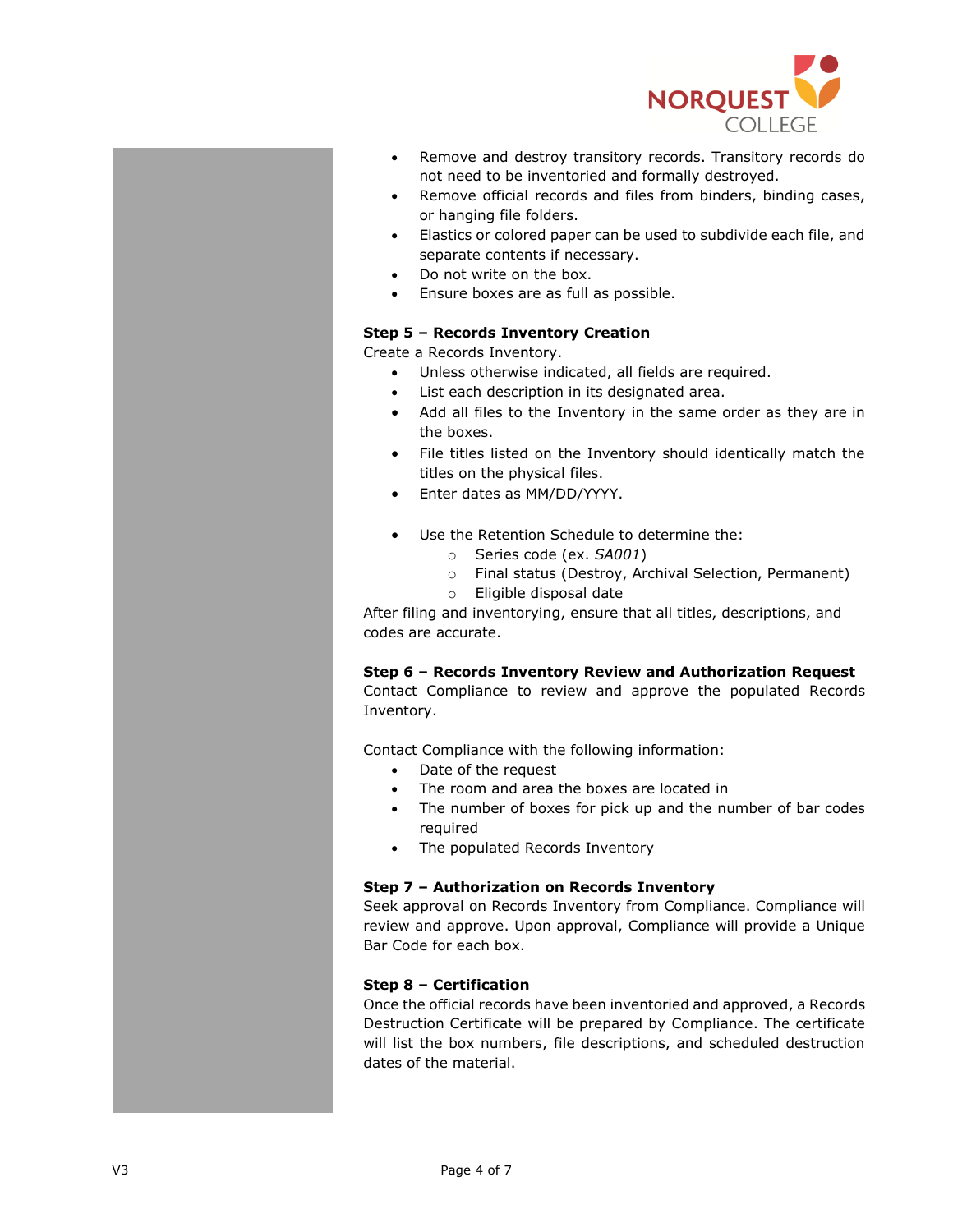- Remove and destroy transitory records. Transitory records do not need to be inventoried and formally destroyed.
- Remove official records and files from binders, binding cases, or hanging file folders.
- Elastics or colored paper can be used to subdivide each file, and separate contents if necessary.
- Do not write on the box.
- Ensure boxes are as full as possible.

**Step 5 – Records Inventory Creation**

Create a Records Inventory.

- Unless otherwise indicated, all fields are required.
- List each description in its designated area.
- Add all files to the Inventory in the same order as they are in the boxes.
- File titles listed on the Inventory should identically match the titles on the physical files.
- Enter dates as MM/DD/YYYY.

- Use the Retention Schedule to determine the:
  - Series code (ex. *SA001*)
  - Final status (Destroy, Archival Selection, Permanent)
  - Eligible disposal date

After filing and inventorying, ensure that all titles, descriptions, and codes are accurate.

**Step 6 – Records Inventory Review and Authorization Request**

Contact Compliance to review and approve the populated Records Inventory.

Contact Compliance with the following information:

- Date of the request
- The room and area the boxes are located in
- The number of boxes for pick up and the number of bar codes required
- The populated Records Inventory

**Step 7 – Authorization on Records Inventory**

Seek approval on Records Inventory from Compliance. Compliance will review and approve. Upon approval, Compliance will provide a Unique Bar Code for each box.

**Step 8 – Certification**

Once the official records have been inventoried and approved, a Records Destruction Certificate will be prepared by Compliance. The certificate will list the box numbers, file descriptions, and scheduled destruction dates of the material.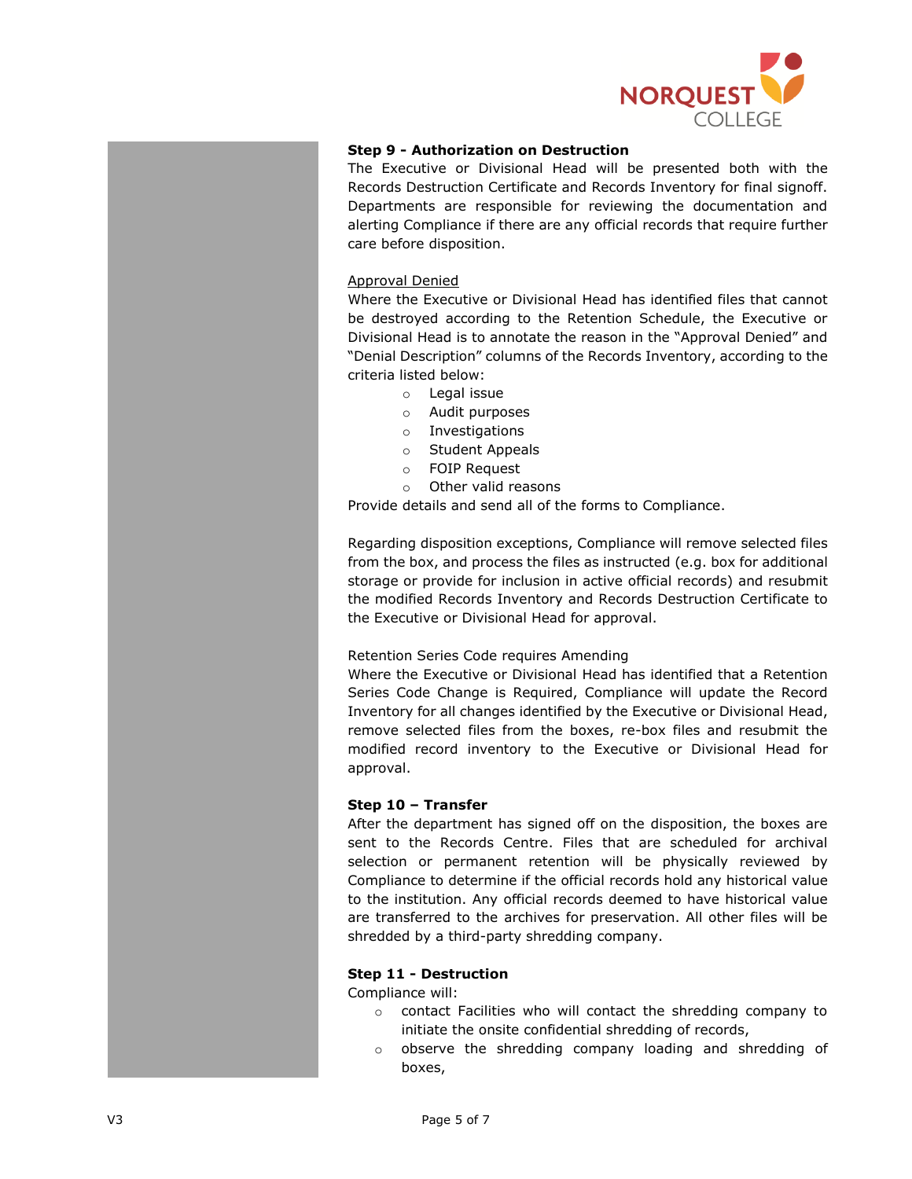**Step 9 - Authorization on Destruction**

The Executive or Divisional Head will be presented both with the Records Destruction Certificate and Records Inventory for final signoff. Departments are responsible for reviewing the documentation and alerting Compliance if there are any official records that require further care before disposition.

Approval Denied

Where the Executive or Divisional Head has identified files that cannot be destroyed according to the Retention Schedule, the Executive or Divisional Head is to annotate the reason in the "Approval Denied" and "Denial Description" columns of the Records Inventory, according to the criteria listed below:

- Legal issue
- Audit purposes
- Investigations
- Student Appeals
- FOIP Request
- Other valid reasons

Provide details and send all of the forms to Compliance.

Regarding disposition exceptions, Compliance will remove selected files from the box, and process the files as instructed (e.g. box for additional storage or provide for inclusion in active official records) and resubmit the modified Records Inventory and Records Destruction Certificate to the Executive or Divisional Head for approval.

Retention Series Code requires Amending

Where the Executive or Divisional Head has identified that a Retention Series Code Change is Required, Compliance will update the Record Inventory for all changes identified by the Executive or Divisional Head, remove selected files from the boxes, re-box files and resubmit the modified record inventory to the Executive or Divisional Head for approval.

**Step 10 – Transfer**

After the department has signed off on the disposition, the boxes are sent to the Records Centre. Files that are scheduled for archival selection or permanent retention will be physically reviewed by Compliance to determine if the official records hold any historical value to the institution. Any official records deemed to have historical value are transferred to the archives for preservation. All other files will be shredded by a third-party shredding company.

**Step 11 - Destruction**

Compliance will:

- contact Facilities who will contact the shredding company to initiate the onsite confidential shredding of records,
- observe the shredding company loading and shredding of boxes,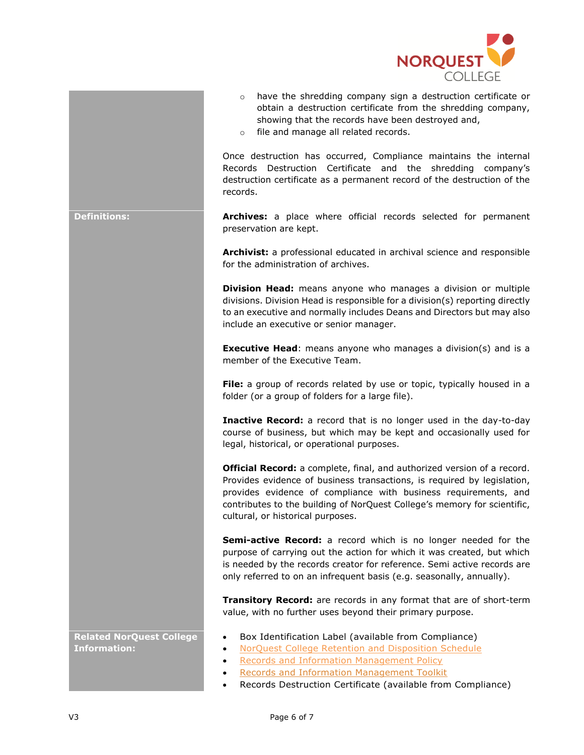- have the shredding company sign a destruction certificate or obtain a destruction certificate from the shredding company, showing that the records have been destroyed and,
- file and manage all related records.

Once destruction has occurred, Compliance maintains the internal Records Destruction Certificate and the shredding company's destruction certificate as a permanent record of the destruction of the records.

**Definitions:**

**Archives:** a place where official records selected for permanent preservation are kept.

**Archivist:** a professional educated in archival science and responsible for the administration of archives.

**Division Head:** means anyone who manages a division or multiple divisions. Division Head is responsible for a division(s) reporting directly to an executive and normally includes Deans and Directors but may also include an executive or senior manager.

**Executive Head**: means anyone who manages a division(s) and is a member of the Executive Team.

**File:** a group of records related by use or topic, typically housed in a folder (or a group of folders for a large file).

**Inactive Record:** a record that is no longer used in the day-to-day course of business, but which may be kept and occasionally used for legal, historical, or operational purposes.

**Official Record:** a complete, final, and authorized version of a record. Provides evidence of business transactions, is required by legislation, provides evidence of compliance with business requirements, and contributes to the building of NorQuest College's memory for scientific, cultural, or historical purposes.

**Semi-active Record:** a record which is no longer needed for the purpose of carrying out the action for which it was created, but which is needed by the records creator for reference. Semi active records are only referred to on an infrequent basis (e.g. seasonally, annually).

**Transitory Record:** are records in any format that are of short-term value, with no further uses beyond their primary purpose.

**Related NorQuest College Information:**

- Box Identification Label (available from Compliance)
- NorQuest College Retention and Disposition Schedule
- Records and Information Management Policy
- Records and Information Management Toolkit
- Records Destruction Certificate (available from Compliance)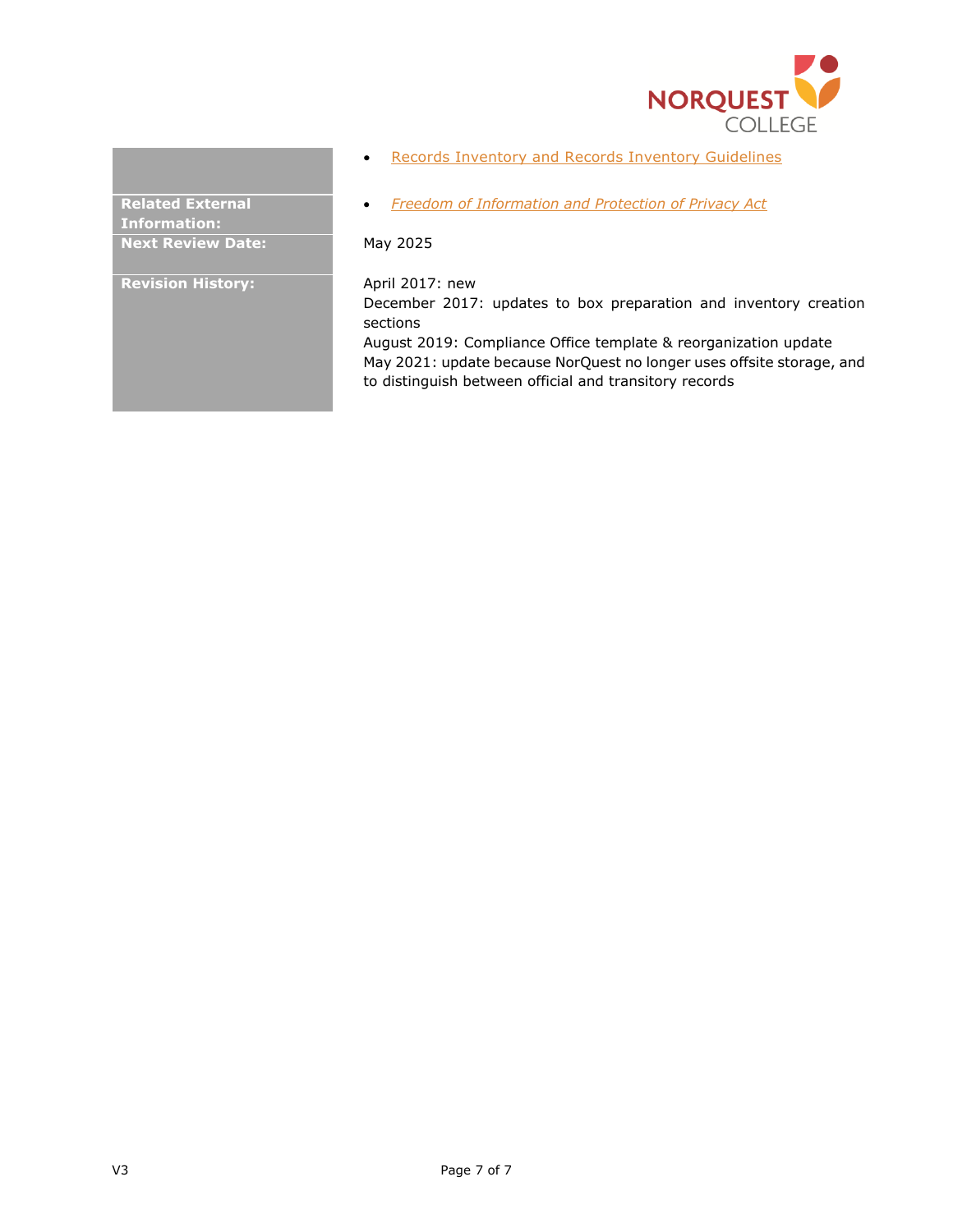| | |
|---|---|
| | • Records Inventory and Records Inventory Guidelines |
| **Related External Information:** | • *Freedom of Information and Protection of Privacy Act* |
| **Next Review Date:** | May 2025 |
| **Revision History:** | April 2017: new<br>December 2017: updates to box preparation and inventory creation sections<br>August 2019: Compliance Office template & reorganization update<br>May 2021: update because NorQuest no longer uses offsite storage, and to distinguish between official and transitory records |